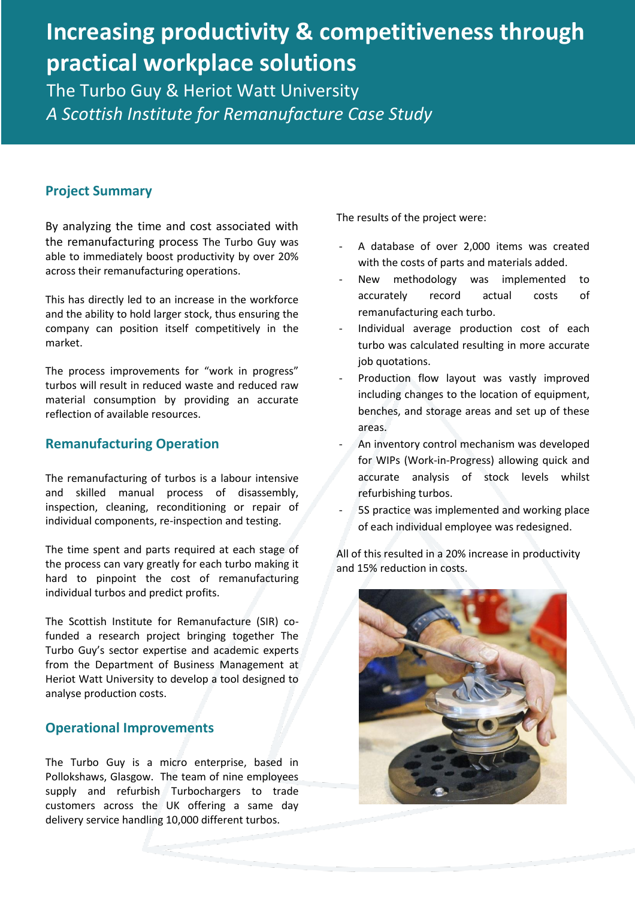# Increasing productivity & competitiveness through practical workplace solutions

The Turbo Guy & Heriot Watt University

*A Scottish Institute for Remanufacture Case Study*

## Project Summary

By analyzing the time and cost associated with the remanufacturing process The Turbo Guy was able to immediately boost productivity by over 20% across their remanufacturing operations.

This has directly led to an increase in the workforce and the ability to hold larger stock, thus ensuring the company can position itself competitively in the market.

The process improvements for "work in progress" turbos will result in reduced waste and reduced raw material consumption by providing an accurate reflection of available resources.

## Remanufacturing Operation

The remanufacturing of turbos is a labour intensive and skilled manual process of disassembly, inspection, cleaning, reconditioning or repair of individual components, re-inspection and testing.

The time spent and parts required at each stage of the process can vary greatly for each turbo making it hard to pinpoint the cost of remanufacturing individual turbos and predict profits.

The Scottish Institute for Remanufacture (SIR) co-funded a research project bringing together The Turbo Guy's sector expertise and academic experts from the Department of Business Management at Heriot Watt University to develop a tool designed to analyse production costs.

## Operational Improvements

The Turbo Guy is a micro enterprise, based in Pollokshaws, Glasgow. The team of nine employees supply and refurbish Turbochargers to trade customers across the UK offering a same day delivery service handling 10,000 different turbos.

The results of the project were:

- A database of over 2,000 items was created with the costs of parts and materials added.
- New methodology was implemented to accurately record actual costs of remanufacturing each turbo.
- Individual average production cost of each turbo was calculated resulting in more accurate job quotations.
- Production flow layout was vastly improved including changes to the location of equipment, benches, and storage areas and set up of these areas.
- An inventory control mechanism was developed for WIPs (Work-in-Progress) allowing quick and accurate analysis of stock levels whilst refurbishing turbos.
- 5S practice was implemented and working place of each individual employee was redesigned.

All of this resulted in a 20% increase in productivity and 15% reduction in costs.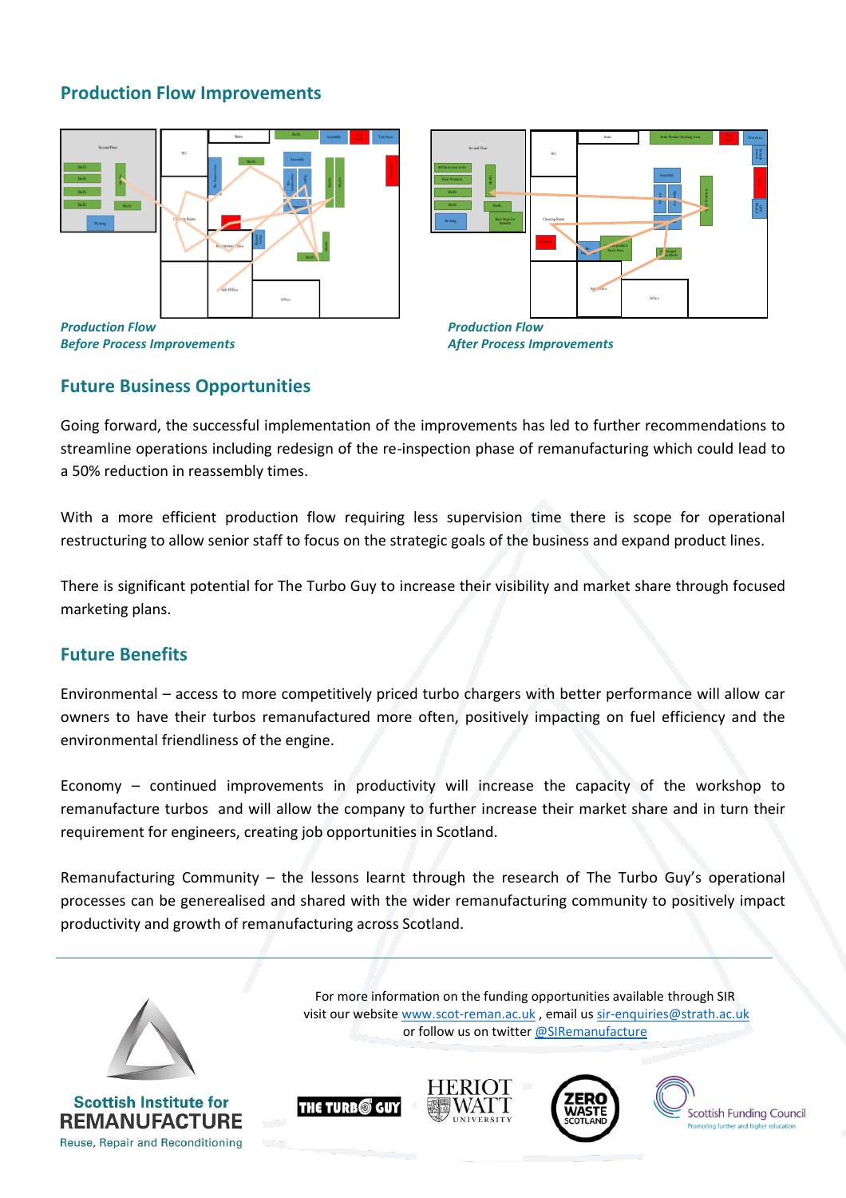## Production Flow Improvements

*Production Flow*
*Before Process Improvements*

*Production Flow*
*After Process Improvements*

## Future Business Opportunities

Going forward, the successful implementation of the improvements has led to further recommendations to streamline operations including redesign of the re-inspection phase of remanufacturing which could lead to a 50% reduction in reassembly times.

With a more efficient production flow requiring less supervision time there is scope for operational restructuring to allow senior staff to focus on the strategic goals of the business and expand product lines.

There is significant potential for The Turbo Guy to increase their visibility and market share through focused marketing plans.

## Future Benefits

Environmental – access to more competitively priced turbo chargers with better performance will allow car owners to have their turbos remanufactured more often, positively impacting on fuel efficiency and the environmental friendliness of the engine.

Economy – continued improvements in productivity will increase the capacity of the workshop to remanufacture turbos and will allow the company to further increase their market share and in turn their requirement for engineers, creating job opportunities in Scotland.

Remanufacturing Community – the lessons learnt through the research of The Turbo Guy's operational processes can be genereralised and shared with the wider remanufacturing community to positively impact productivity and growth of remanufacturing across Scotland.

---

For more information on the funding opportunities available through SIR visit our website [www.scot-reman.ac.uk](http://www.scot-reman.ac.uk) , email us [sir-enquiries@strath.ac.uk](mailto:sir-enquiries@strath.ac.uk) or follow us on twitter [@SIRemanufacture](https://twitter.com/SIRemanufacture)

Scottish Institute for REMANUFACTURE
Reuse, Repair and Reconditioning

THE TURBO GUY

HERIOT WATT UNIVERSITY

ZERO WASTE SCOTLAND

Scottish Funding Council
Promoting further and higher education